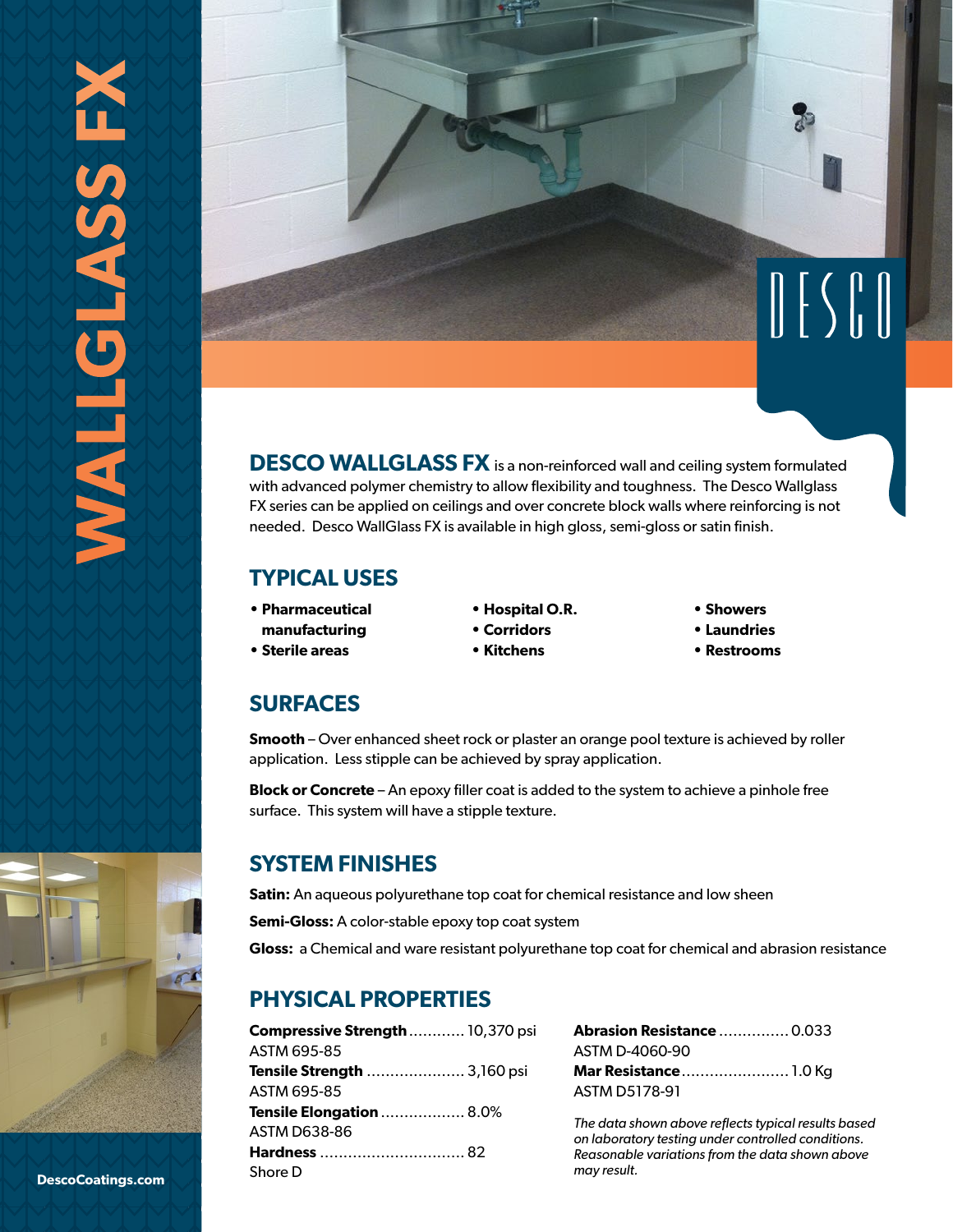# WALLGLASS FX

DESCO

**DESCO WALLGLASS FX** is a non-reinforced wall and ceiling system formulated with advanced polymer chemistry to allow flexibility and toughness. The Desco Wallglass FX series can be applied on ceilings and over concrete block walls where reinforcing is not needed. Desco WallGlass FX is available in high gloss, semi-gloss or satin finish.

## TYPICAL USES

- **Pharmaceutical manufacturing**
- **Sterile areas**
- **Hospital O.R.**
- **Corridors**
- **Kitchens**
- **Showers**
- **Laundries**
- **Restrooms**

## SURFACES

**Smooth** – Over enhanced sheet rock or plaster an orange pool texture is achieved by roller application. Less stipple can be achieved by spray application.

**Block or Concrete** – An epoxy filler coat is added to the system to achieve a pinhole free surface. This system will have a stipple texture.

## SYSTEM FINISHES

**Satin:** An aqueous polyurethane top coat for chemical resistance and low sheen

**Semi-Gloss:** A color-stable epoxy top coat system

**Gloss:** a Chemical and ware resistant polyurethane top coat for chemical and abrasion resistance

## PHYSICAL PROPERTIES

**Compressive Strength** ............ 10,370 psi
ASTM 695-85

**Tensile Strength** ..................... 3,160 psi
ASTM 695-85

**Tensile Elongation** .................. 8.0%
ASTM D638-86

**Hardness** ............................... 82
Shore D

**Abrasion Resistance** ............... 0.033
ASTM D-4060-90

**Mar Resistance** ....................... 1.0 Kg
ASTM D5178-91

*The data shown above reflects typical results based on laboratory testing under controlled conditions. Reasonable variations from the data shown above may result.*

**DescoCoatings.com**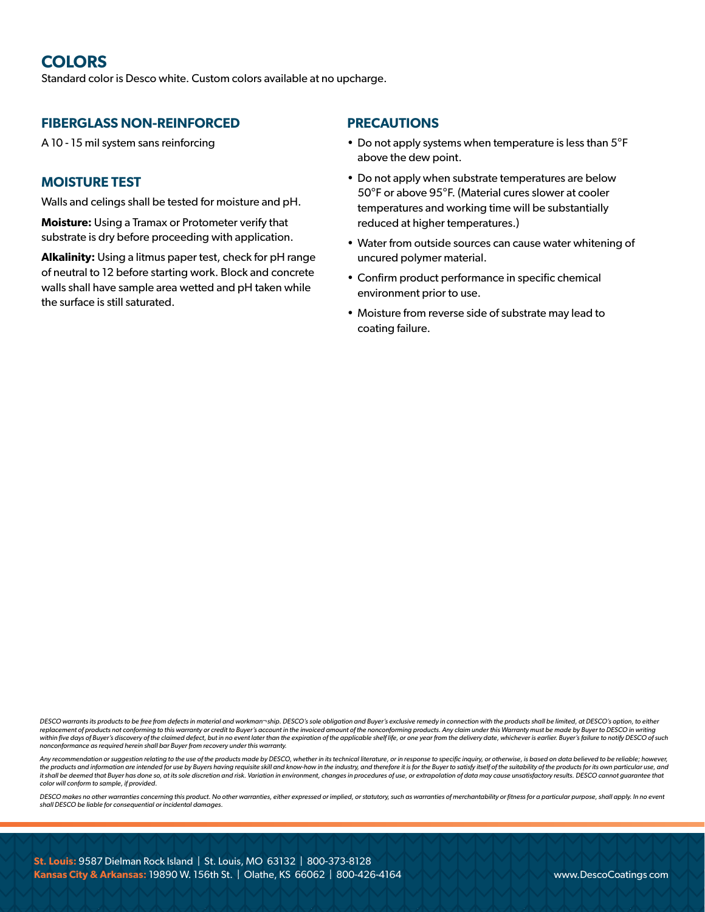## COLORS

Standard color is Desco white. Custom colors available at no upcharge.

### FIBERGLASS NON-REINFORCED

A 10 - 15 mil system sans reinforcing

### MOISTURE TEST

Walls and celings shall be tested for moisture and pH.

**Moisture:** Using a Tramax or Protometer verify that substrate is dry before proceeding with application.

**Alkalinity:** Using a litmus paper test, check for pH range of neutral to 12 before starting work. Block and concrete walls shall have sample area wetted and pH taken while the surface is still saturated.

### PRECAUTIONS

- Do not apply systems when temperature is less than 5°F above the dew point.
- Do not apply when substrate temperatures are below 50°F or above 95°F. (Material cures slower at cooler temperatures and working time will be substantially reduced at higher temperatures.)
- Water from outside sources can cause water whitening of uncured polymer material.
- Confirm product performance in specific chemical environment prior to use.
- Moisture from reverse side of substrate may lead to coating failure.

*DESCO warrants its products to be free from defects in material and workman¬ship. DESCO's sole obligation and Buyer's exclusive remedy in connection with the products shall be limited, at DESCO's option, to either replacement of products not conforming to this warranty or credit to Buyer's account in the invoiced amount of the nonconforming products. Any claim under this Warranty must be made by Buyer to DESCO in writing within five days of Buyer's discovery of the claimed defect, but in no event later than the expiration of the applicable shelf life, or one year from the delivery date, whichever is earlier. Buyer's failure to notify DESCO of such nonconformance as required herein shall bar Buyer from recovery under this warranty.*

*Any recommendation or suggestion relating to the use of the products made by DESCO, whether in its technical literature, or in response to specific inquiry, or otherwise, is based on data believed to be reliable; however, the products and information are intended for use by Buyers having requisite skill and know-how in the industry, and therefore it is for the Buyer to satisfy itself of the suitability of the products for its own particular use, and it shall be deemed that Buyer has done so, at its sole discretion and risk. Variation in environment, changes in procedures of use, or extrapolation of data may cause unsatisfactory results. DESCO cannot guarantee that color will conform to sample, if provided.*

*DESCO makes no other warranties concerning this product. No other warranties, either expressed or implied, or statutory, such as warranties of merchantability or fitness for a particular purpose, shall apply. In no event shall DESCO be liable for consequential or incidental damages.*

**St. Louis:** 9587 Dielman Rock Island | St. Louis, MO 63132 | 800-373-8128
**Kansas City & Arkansas:** 19890 W. 156th St. | Olathe, KS 66062 | 800-426-4164

www.DescoCoatings com